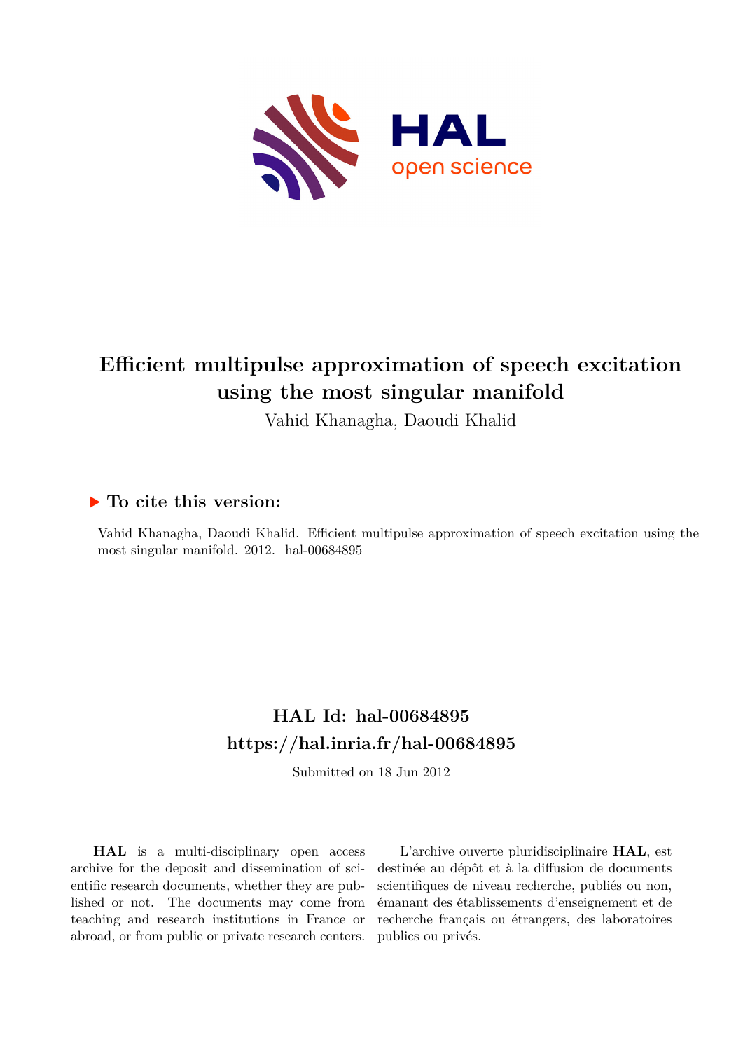# Efficient multipulse approximation of speech excitation using the most singular manifold

Vahid Khanagha, Daoudi Khalid

## ▶ To cite this version:

Vahid Khanagha, Daoudi Khalid. Efficient multipulse approximation of speech excitation using the most singular manifold. 2012. hal-00684895

## HAL Id: hal-00684895
## https://hal.inria.fr/hal-00684895

Submitted on 18 Jun 2012

**HAL** is a multi-disciplinary open access archive for the deposit and dissemination of scientific research documents, whether they are published or not. The documents may come from teaching and research institutions in France or abroad, or from public or private research centers.

L'archive ouverte pluridisciplinaire **HAL**, est destinée au dépôt et à la diffusion de documents scientifiques de niveau recherche, publiés ou non, émanant des établissements d'enseignement et de recherche français ou étrangers, des laboratoires publics ou privés.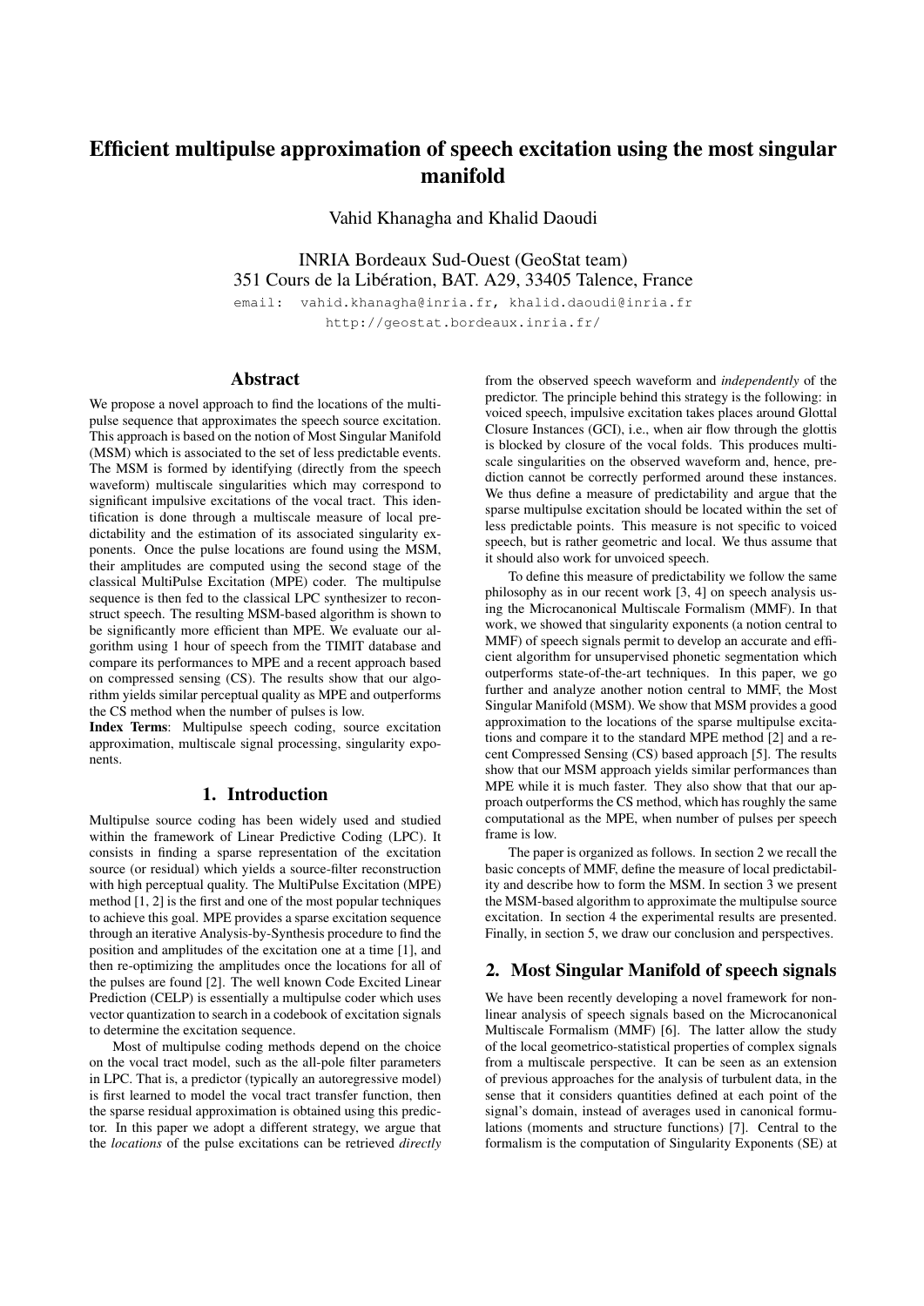# Efficient multipulse approximation of speech excitation using the most singular manifold

Vahid Khanagha and Khalid Daoudi

INRIA Bordeaux Sud-Ouest (GeoStat team)
351 Cours de la Libération, BAT. A29, 33405 Talence, France

email: vahid.khanagha@inria.fr, khalid.daoudi@inria.fr
http://geostat.bordeaux.inria.fr/

## Abstract

We propose a novel approach to find the locations of the multipulse sequence that approximates the speech source excitation. This approach is based on the notion of Most Singular Manifold (MSM) which is associated to the set of less predictable events. The MSM is formed by identifying (directly from the speech waveform) multiscale singularities which may correspond to significant impulsive excitations of the vocal tract. This identification is done through a multiscale measure of local predictability and the estimation of its associated singularity exponents. Once the pulse locations are found using the MSM, their amplitudes are computed using the second stage of the classical MultiPulse Excitation (MPE) coder. The multipulse sequence is then fed to the classical LPC synthesizer to reconstruct speech. The resulting MSM-based algorithm is shown to be significantly more efficient than MPE. We evaluate our algorithm using 1 hour of speech from the TIMIT database and compare its performances to MPE and a recent approach based on compressed sensing (CS). The results show that our algorithm yields similar perceptual quality as MPE and outperforms the CS method when the number of pulses is low.

**Index Terms**: Multipulse speech coding, source excitation approximation, multiscale signal processing, singularity exponents.

## 1. Introduction

Multipulse source coding has been widely used and studied within the framework of Linear Predictive Coding (LPC). It consists in finding a sparse representation of the excitation source (or residual) which yields a source-filter reconstruction with high perceptual quality. The MultiPulse Excitation (MPE) method [1, 2] is the first and one of the most popular techniques to achieve this goal. MPE provides a sparse excitation sequence through an iterative Analysis-by-Synthesis procedure to find the position and amplitudes of the excitation one at a time [1], and then re-optimizing the amplitudes once the locations for all of the pulses are found [2]. The well known Code Excited Linear Prediction (CELP) is essentially a multipulse coder which uses vector quantization to search in a codebook of excitation signals to determine the excitation sequence.

Most of multipulse coding methods depend on the choice on the vocal tract model, such as the all-pole filter parameters in LPC. That is, a predictor (typically an autoregressive model) is first learned to model the vocal tract transfer function, then the sparse residual approximation is obtained using this predictor. In this paper we adopt a different strategy, we argue that the *locations* of the pulse excitations can be retrieved *directly* from the observed speech waveform and *independently* of the predictor. The principle behind this strategy is the following: in voiced speech, impulsive excitation takes places around Glottal Closure Instances (GCI), i.e., when air flow through the glottis is blocked by closure of the vocal folds. This produces multiscale singularities on the observed waveform and, hence, prediction cannot be correctly performed around these instances. We thus define a measure of predictability and argue that the sparse multipulse excitation should be located within the set of less predictable points. This measure is not specific to voiced speech, but is rather geometric and local. We thus assume that it should also work for unvoiced speech.

To define this measure of predictability we follow the same philosophy as in our recent work [3, 4] on speech analysis using the Microcanonical Multiscale Formalism (MMF). In that work, we showed that singularity exponents (a notion central to MMF) of speech signals permit to develop an accurate and efficient algorithm for unsupervised phonetic segmentation which outperforms state-of-the-art techniques. In this paper, we go further and analyze another notion central to MMF, the Most Singular Manifold (MSM). We show that MSM provides a good approximation to the locations of the sparse multipulse excitations and compare it to the standard MPE method [2] and a recent Compressed Sensing (CS) based approach [5]. The results show that our MSM approach yields similar performances than MPE while it is much faster. They also show that our approach outperforms the CS method, which has roughly the same computational as the MPE, when number of pulses per speech frame is low.

The paper is organized as follows. In section 2 we recall the basic concepts of MMF, define the measure of local predictability and describe how to form the MSM. In section 3 we present the MSM-based algorithm to approximate the multipulse source excitation. In section 4 the experimental results are presented. Finally, in section 5, we draw our conclusion and perspectives.

## 2. Most Singular Manifold of speech signals

We have been recently developing a novel framework for non-linear analysis of speech signals based on the Microcanonical Multiscale Formalism (MMF) [6]. The latter allow the study of the local geometrico-statistical properties of complex signals from a multiscale perspective. It can be seen as an extension of previous approaches for the analysis of turbulent data, in the sense that it considers quantities defined at each point of the signal's domain, instead of averages used in canonical formulations (moments and structure functions) [7]. Central to the formalism is the computation of Singularity Exponents (SE) at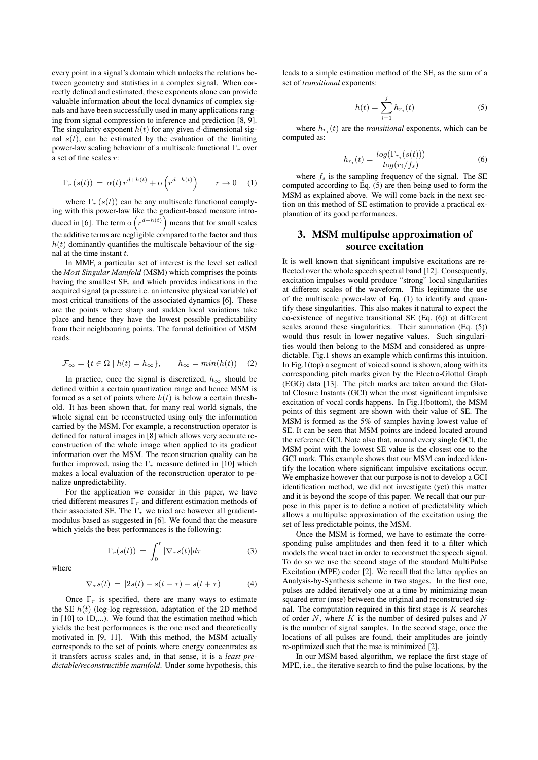every point in a signal's domain which unlocks the relations between geometry and statistics in a complex signal. When correctly defined and estimated, these exponents alone can provide valuable information about the local dynamics of complex signals and have been successfully used in many applications ranging from signal compression to inference and prediction [8, 9]. The singularity exponent $h(t)$ for any given $d$-dimensional signal $s(t)$, can be estimated by the evaluation of the limiting power-law scaling behaviour of a multiscale functional $\Gamma_r$ over a set of fine scales $r$:

$$\Gamma_r\left(s(t)\right) \,=\, \alpha(t)\, r^{d+h(t)} + \mathrm{o}\left(r^{d+h(t)}\right) \qquad r \to 0 \quad (1)$$

where $\Gamma_r\left(s(t)\right)$ can be any multiscale functional complying with this power-law like the gradient-based measure introduced in [6]. The term $\mathrm{o}\left(r^{d+h(t)}\right)$ means that for small scales the additive terms are negligible compared to the factor and thus $h(t)$ dominantly quantifies the multiscale behaviour of the signal at the time instant $t$.

In MMF, a particular set of interest is the level set called the *Most Singular Manifold* (MSM) which comprises the points having the smallest SE, and which provides indications in the acquired signal (a pressure i.e. an intensive physical variable) of most critical transitions of the associated dynamics [6]. These are the points where sharp and sudden local variations take place and hence they have the lowest possible predictability from their neighbouring points. The formal definition of MSM reads:

$$\mathcal{F}_\infty = \{t \in \Omega \mid h(t) = h_\infty\}, \qquad h_\infty = min(h(t)) \quad (2)$$

In practice, once the signal is discretized, $h_\infty$ should be defined within a certain quantization range and hence MSM is formed as a set of points where $h(t)$ is below a certain threshold. It has been shown that, for many real world signals, the whole signal can be reconstructed using only the information carried by the MSM. For example, a reconstruction operator is defined for natural images in [8] which allows very accurate reconstruction of the whole image when applied to its gradient information over the MSM. The reconstruction quality can be further improved, using the $\Gamma_r$ measure defined in [10] which makes a local evaluation of the reconstruction operator to penalize unpredictability.

For the application we consider in this paper, we have tried different measures $\Gamma_r$ and different estimation methods of their associated SE. The $\Gamma_r$ we tried are however all gradient-modulus based as suggested in [6]. We found that the measure which yields the best performances is the following:

$$\Gamma_r(s(t)) \,=\, \int_0^r |\nabla_\tau s(t)| d\tau \quad (3)$$

where

$$\nabla_\tau s(t) \,=\, |2s(t) - s(t-\tau) - s(t+\tau)| \quad (4)$$

Once $\Gamma_r$ is specified, there are many ways to estimate the SE $h(t)$ (log-log regression, adaptation of the 2D method in [10] to 1D,...). We found that the estimation method which yields the best performances is the one used and theoretically motivated in [9, 11]. With this method, the MSM actually corresponds to the set of points where energy concentrates as it transfers across scales and, in that sense, it is a *least predictable/reconstructible manifold*. Under some hypothesis, this leads to a simple estimation method of the SE, as the sum of a set of *transitional* exponents:

$$h(t) = \sum_{i=1}^{j} h_{r_i}(t) \quad (5)$$

where $h_{r_i}(t)$ are the *transitional* exponents, which can be computed as:

$$h_{r_i}(t) = \frac{log(\Gamma_{r_i}(s(t)))}{log(r_i/f_s)} \quad (6)$$

where $f_s$ is the sampling frequency of the signal. The SE computed according to Eq. (5) are then being used to form the MSM as explained above. We will come back in the next section on this method of SE estimation to provide a practical explanation of its good performances.

## 3. MSM multipulse approximation of source excitation

It is well known that significant impulsive excitations are reflected over the whole speech spectral band [12]. Consequently, excitation impulses would produce "strong" local singularities at different scales of the waveform. This legitimate the use of the multiscale power-law of Eq. (1) to identify and quantify these singularities. This also makes it natural to expect the co-existence of negative transitional SE (Eq. (6)) at different scales around these singularities. Their summation (Eq. (5)) would thus result in lower negative values. Such singularities would then belong to the MSM and considered as unpredictable. Fig.1 shows an example which confirms this intuition. In Fig.1(top) a segment of voiced sound is shown, along with its corresponding pitch marks given by the Electro-Glottal Graph (EGG) data [13]. The pitch marks are taken around the Glottal Closure Instants (GCI) when the most significant impulsive excitation of vocal cords happens. In Fig.1(bottom), the MSM points of this segment are shown with their value of SE. The MSM is formed as the 5% of samples having lowest value of SE. It can be seen that MSM points are indeed located around the reference GCI. Note also that, around every single GCI, the MSM point with the lowest SE value is the closest one to the GCI mark. This example shows that our MSM can indeed identify the location where significant impulsive excitations occur. We emphasize however that our purpose is not to develop a GCI identification method, we did not investigate (yet) this matter and it is beyond the scope of this paper. We recall that our purpose in this paper is to define a notion of predictability which allows a multipulse approximation of the excitation using the set of less predictable points, the MSM.

Once the MSM is formed, we have to estimate the corresponding pulse amplitudes and then feed it to a filter which models the vocal tract in order to reconstruct the speech signal. To do so we use the second stage of the standard MultiPulse Excitation (MPE) coder [2]. We recall that the latter applies an Analysis-by-Synthesis scheme in two stages. In the first one, pulses are added iteratively one at a time by minimizing mean squared error (mse) between the original and reconstructed signal. The computation required in this first stage is $K$ searches of order $N$, where $K$ is the number of desired pulses and $N$ is the number of signal samples. In the second stage, once the locations of all pulses are found, their amplitudes are jointly re-optimized such that the mse is minimized [2].

In our MSM based algorithm, we replace the first stage of MPE, i.e., the iterative search to find the pulse locations, by the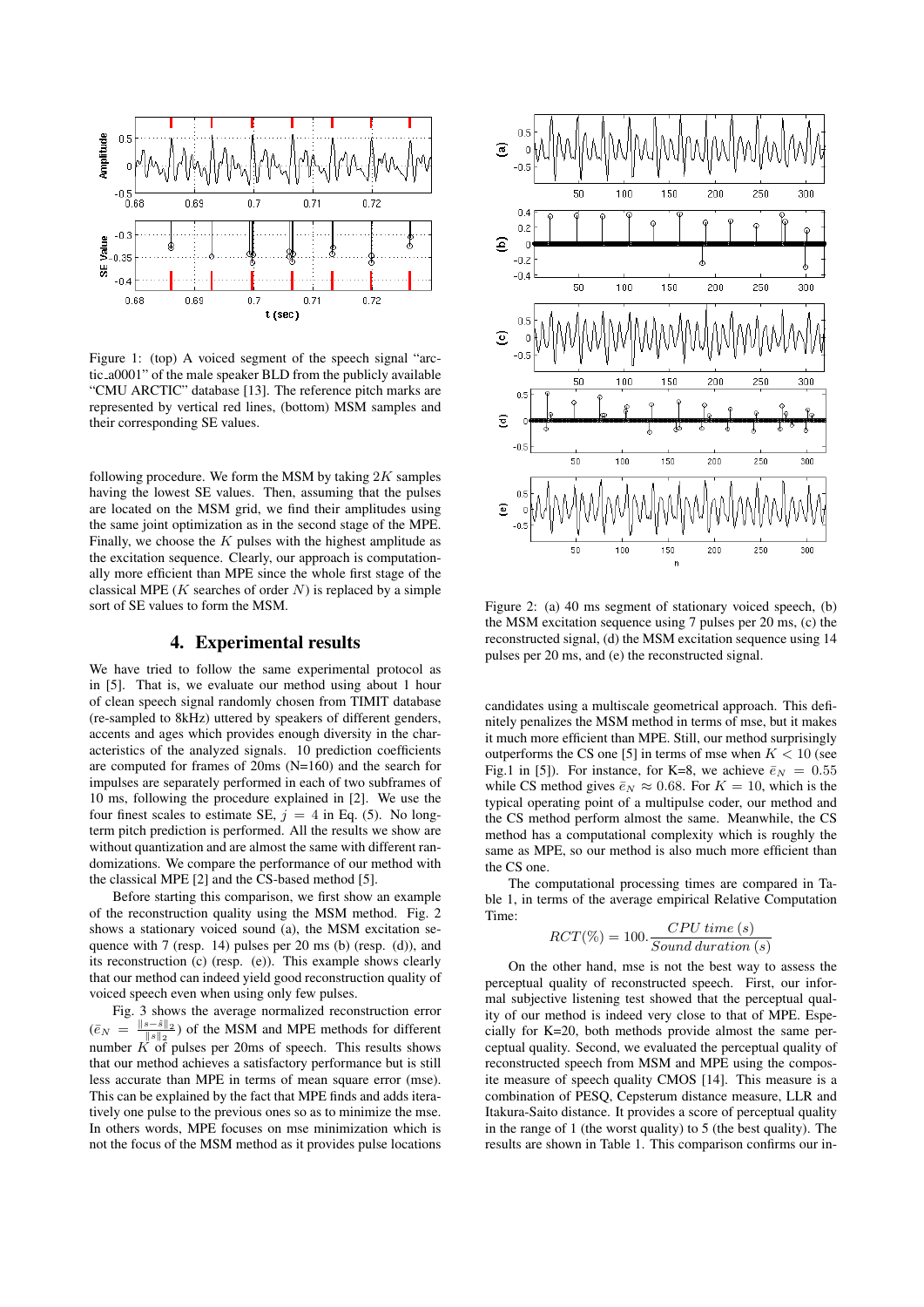Figure 1: (top) A voiced segment of the speech signal "arctic_a0001" of the male speaker BLD from the publicly available "CMU ARCTIC" database [13]. The reference pitch marks are represented by vertical red lines, (bottom) MSM samples and their corresponding SE values.

following procedure. We form the MSM by taking $2K$ samples having the lowest SE values. Then, assuming that the pulses are located on the MSM grid, we find their amplitudes using the same joint optimization as in the second stage of the MPE. Finally, we choose the $K$ pulses with the highest amplitude as the excitation sequence. Clearly, our approach is computationally more efficient than MPE since the whole first stage of the classical MPE ($K$ searches of order $N$) is replaced by a simple sort of SE values to form the MSM.

## 4. Experimental results

We have tried to follow the same experimental protocol as in [5]. That is, we evaluate our method using about 1 hour of clean speech signal randomly chosen from TIMIT database (re-sampled to 8kHz) uttered by speakers of different genders, accents and ages which provides enough diversity in the characteristics of the analyzed signals. 10 prediction coefficients are computed for frames of 20ms (N=160) and the search for impulses are separately performed in each of two subframes of 10 ms, following the procedure explained in [2]. We use the four finest scales to estimate SE, $j = 4$ in Eq. (5). No long-term pitch prediction is performed. All the results we show are without quantization and are almost the same with different randomizations. We compare the performance of our method with the classical MPE [2] and the CS-based method [5].

Before starting this comparison, we first show an example of the reconstruction quality using the MSM method. Fig. 2 shows a stationary voiced sound (a), the MSM excitation sequence with 7 (resp. 14) pulses per 20 ms (b) (resp. (d)), and its reconstruction (c) (resp. (e)). This example shows clearly that our method can indeed yield good reconstruction quality of voiced speech even when using only few pulses.

Fig. 3 shows the average normalized reconstruction error ($\bar{e}_N = \frac{\|s-\hat{s}\|_2}{\|s\|_2}$) of the MSM and MPE methods for different number $K$ of pulses per 20ms of speech. This results shows that our method achieves a satisfactory performance but is still less accurate than MPE in terms of mean square error (mse). This can be explained by the fact that MPE finds and adds iteratively one pulse to the previous ones so as to minimize the mse. In others words, MPE focuses on mse minimization which is not the focus of the MSM method as it provides pulse locations

Figure 2: (a) 40 ms segment of stationary voiced speech, (b) the MSM excitation sequence using 7 pulses per 20 ms, (c) the reconstructed signal, (d) the MSM excitation sequence using 14 pulses per 20 ms, and (e) the reconstructed signal.

candidates using a multiscale geometrical approach. This definitely penalizes the MSM method in terms of mse, but it makes it much more efficient than MPE. Still, our method surprisingly outperforms the CS one [5] in terms of mse when $K < 10$ (see Fig.1 in [5]). For instance, for K=8, we achieve $\bar{e}_N = 0.55$ while CS method gives $\bar{e}_N \approx 0.68$. For $K = 10$, which is the typical operating point of a multipulse coder, our method and the CS method perform almost the same. Meanwhile, the CS method has a computational complexity which is roughly the same as MPE, so our method is also much more efficient than the CS one.

The computational processing times are compared in Table 1, in terms of the average empirical Relative Computation Time:

$$RCT(\%) = 100.\frac{CPU\ time\ (s)}{Sound\ duration\ (s)}$$

On the other hand, mse is not the best way to assess the perceptual quality of reconstructed speech. First, our informal subjective listening test showed that the perceptual quality of our method is indeed very close to that of MPE. Especially for K=20, both methods provide almost the same perceptual quality. Second, we evaluated the perceptual quality of reconstructed speech from MSM and MPE using the composite measure of speech quality CMOS [14]. This measure is a combination of PESQ, Cepsterum distance measure, LLR and Itakura-Saito distance. It provides a score of perceptual quality in the range of 1 (the worst quality) to 5 (the best quality). The results are shown in Table 1. This comparison confirms our in-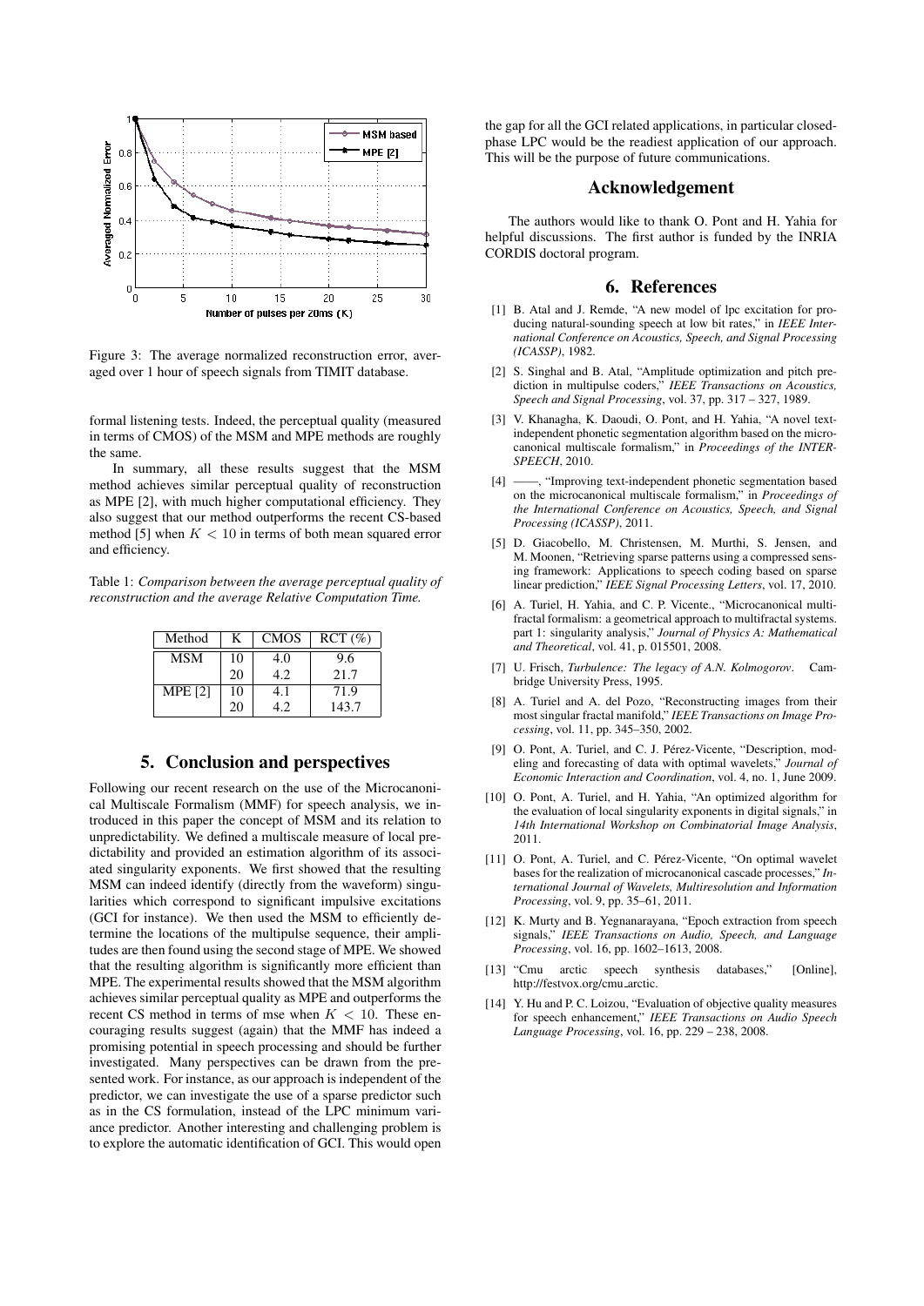1
0.8
0.6
0.4
0.2
0
Averaged Normalized Error
0 5 10 15 20 25 30
Number of pulses per 20ms (K)
MSM based
MPE [2]

Figure 3: The average normalized reconstruction error, averaged over 1 hour of speech signals from TIMIT database.

formal listening tests. Indeed, the perceptual quality (measured in terms of CMOS) of the MSM and MPE methods are roughly the same.

In summary, all these results suggest that the MSM method achieves similar perceptual quality of reconstruction as MPE [2], with much higher computational efficiency. They also suggest that our method outperforms the recent CS-based method [5] when $K < 10$ in terms of both mean squared error and efficiency.

Table 1: *Comparison between the average perceptual quality of reconstruction and the average Relative Computation Time.*

| Method | K | CMOS | RCT (%) |
|---|---|---|---|
| MSM | 10 | 4.0 | 9.6 |
| | 20 | 4.2 | 21.7 |
| MPE [2] | 10 | 4.1 | 71.9 |
| | 20 | 4.2 | 143.7 |

## 5. Conclusion and perspectives

Following our recent research on the use of the Microcanonical Multiscale Formalism (MMF) for speech analysis, we introduced in this paper the concept of MSM and its relation to unpredictability. We defined a multiscale measure of local predictability and provided an estimation algorithm of its associated singularity exponents. We first showed that the resulting MSM can indeed identify (directly from the waveform) singularities which correspond to significant impulsive excitations (GCI for instance). We then used the MSM to efficiently determine the locations of the multipulse sequence, their amplitudes are then found using the second stage of MPE. We showed that the resulting algorithm is significantly more efficient than MPE. The experimental results showed that the MSM algorithm achieves similar perceptual quality as MPE and outperforms the recent CS method in terms of mse when $K < 10$. These encouraging results suggest (again) that the MMF has indeed a promising potential in speech processing and should be further investigated. Many perspectives can be drawn from the presented work. For instance, as our approach is independent of the predictor, we can investigate the use of a sparse predictor such as in the CS formulation, instead of the LPC minimum variance predictor. Another interesting and challenging problem is to explore the automatic identification of GCI. This would open the gap for all the GCI related applications, in particular closed-phase LPC would be the readiest application of our approach. This will be the purpose of future communications.

## Acknowledgement

The authors would like to thank O. Pont and H. Yahia for helpful discussions. The first author is funded by the INRIA CORDIS doctoral program.

## 6. References

[1] B. Atal and J. Remde, "A new model of lpc excitation for producing natural-sounding speech at low bit rates," in *IEEE International Conference on Acoustics, Speech, and Signal Processing (ICASSP)*, 1982.

[2] S. Singhal and B. Atal, "Amplitude optimization and pitch prediction in multipulse coders," *IEEE Transactions on Acoustics, Speech and Signal Processing*, vol. 37, pp. 317 – 327, 1989.

[3] V. Khanagha, K. Daoudi, O. Pont, and H. Yahia, "A novel text-independent phonetic segmentation algorithm based on the microcanonical multiscale formalism," in *Proceedings of the INTERSPEECH*, 2010.

[4] ——, "Improving text-independent phonetic segmentation based on the microcanonical multiscale formalism," in *Proceedings of the International Conference on Acoustics, Speech, and Signal Processing (ICASSP)*, 2011.

[5] D. Giacobello, M. Christensen, M. Murthi, S. Jensen, and M. Moonen, "Retrieving sparse patterns using a compressed sensing framework: Applications to speech coding based on sparse linear prediction," *IEEE Signal Processing Letters*, vol. 17, 2010.

[6] A. Turiel, H. Yahia, and C. P. Vicente., "Microcanonical multifractal formalism: a geometrical approach to multifractal systems. part 1: singularity analysis," *Journal of Physics A: Mathematical and Theoretical*, vol. 41, p. 015501, 2008.

[7] U. Frisch, *Turbulence: The legacy of A.N. Kolmogorov*. Cambridge University Press, 1995.

[8] A. Turiel and A. del Pozo, "Reconstructing images from their most singular fractal manifold," *IEEE Transactions on Image Processing*, vol. 11, pp. 345–350, 2002.

[9] O. Pont, A. Turiel, and C. J. Pérez-Vicente, "Description, modeling and forecasting of data with optimal wavelets," *Journal of Economic Interaction and Coordination*, vol. 4, no. 1, June 2009.

[10] O. Pont, A. Turiel, and H. Yahia, "An optimized algorithm for the evaluation of local singularity exponents in digital signals," in *14th International Workshop on Combinatorial Image Analysis*, 2011.

[11] O. Pont, A. Turiel, and C. Pérez-Vicente, "On optimal wavelet bases for the realization of microcanonical cascade processes," *International Journal of Wavelets, Multiresolution and Information Processing*, vol. 9, pp. 35–61, 2011.

[12] K. Murty and B. Yegnanarayana, "Epoch extraction from speech signals," *IEEE Transactions on Audio, Speech, and Language Processing*, vol. 16, pp. 1602–1613, 2008.

[13] "Cmu arctic speech synthesis databases," [Online], http://festvox.org/cmu_arctic.

[14] Y. Hu and P. C. Loizou, "Evaluation of objective quality measures for speech enhancement," *IEEE Transactions on Audio Speech Language Processing*, vol. 16, pp. 229 – 238, 2008.